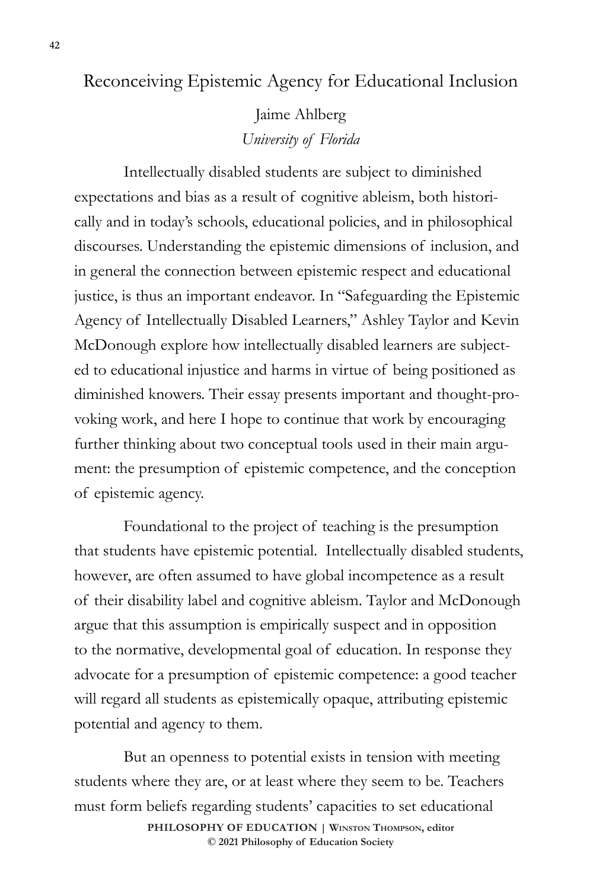# Reconceiving Epistemic Agency for Educational Inclusion

Jaime Ahlberg
*University of Florida*

Intellectually disabled students are subject to diminished expectations and bias as a result of cognitive ableism, both historically and in today's schools, educational policies, and in philosophical discourses. Understanding the epistemic dimensions of inclusion, and in general the connection between epistemic respect and educational justice, is thus an important endeavor. In "Safeguarding the Epistemic Agency of Intellectually Disabled Learners," Ashley Taylor and Kevin McDonough explore how intellectually disabled learners are subjected to educational injustice and harms in virtue of being positioned as diminished knowers. Their essay presents important and thought-provoking work, and here I hope to continue that work by encouraging further thinking about two conceptual tools used in their main argument: the presumption of epistemic competence, and the conception of epistemic agency.

Foundational to the project of teaching is the presumption that students have epistemic potential. Intellectually disabled students, however, are often assumed to have global incompetence as a result of their disability label and cognitive ableism. Taylor and McDonough argue that this assumption is empirically suspect and in opposition to the normative, developmental goal of education. In response they advocate for a presumption of epistemic competence: a good teacher will regard all students as epistemically opaque, attributing epistemic potential and agency to them.

But an openness to potential exists in tension with meeting students where they are, or at least where they seem to be. Teachers must form beliefs regarding students' capacities to set educational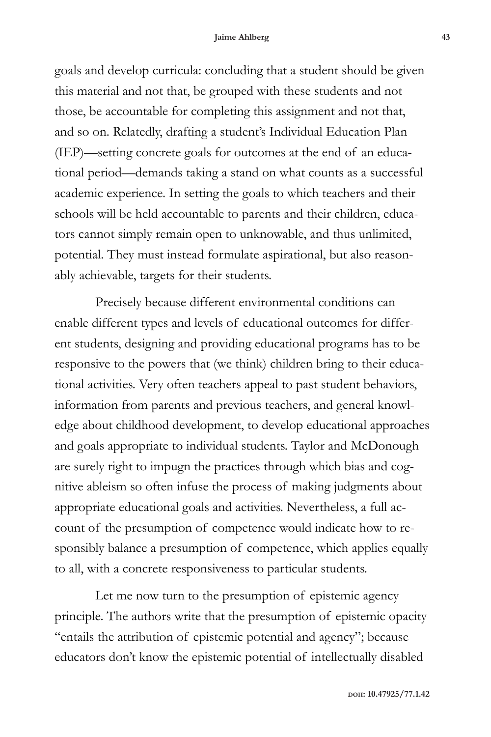goals and develop curricula: concluding that a student should be given this material and not that, be grouped with these students and not those, be accountable for completing this assignment and not that, and so on. Relatedly, drafting a student's Individual Education Plan (IEP)—setting concrete goals for outcomes at the end of an educational period—demands taking a stand on what counts as a successful academic experience. In setting the goals to which teachers and their schools will be held accountable to parents and their children, educators cannot simply remain open to unknowable, and thus unlimited, potential. They must instead formulate aspirational, but also reasonably achievable, targets for their students.

Precisely because different environmental conditions can enable different types and levels of educational outcomes for different students, designing and providing educational programs has to be responsive to the powers that (we think) children bring to their educational activities. Very often teachers appeal to past student behaviors, information from parents and previous teachers, and general knowledge about childhood development, to develop educational approaches and goals appropriate to individual students. Taylor and McDonough are surely right to impugn the practices through which bias and cognitive ableism so often infuse the process of making judgments about appropriate educational goals and activities. Nevertheless, a full account of the presumption of competence would indicate how to responsibly balance a presumption of competence, which applies equally to all, with a concrete responsiveness to particular students.

Let me now turn to the presumption of epistemic agency principle. The authors write that the presumption of epistemic opacity "entails the attribution of epistemic potential and agency"; because educators don't know the epistemic potential of intellectually disabled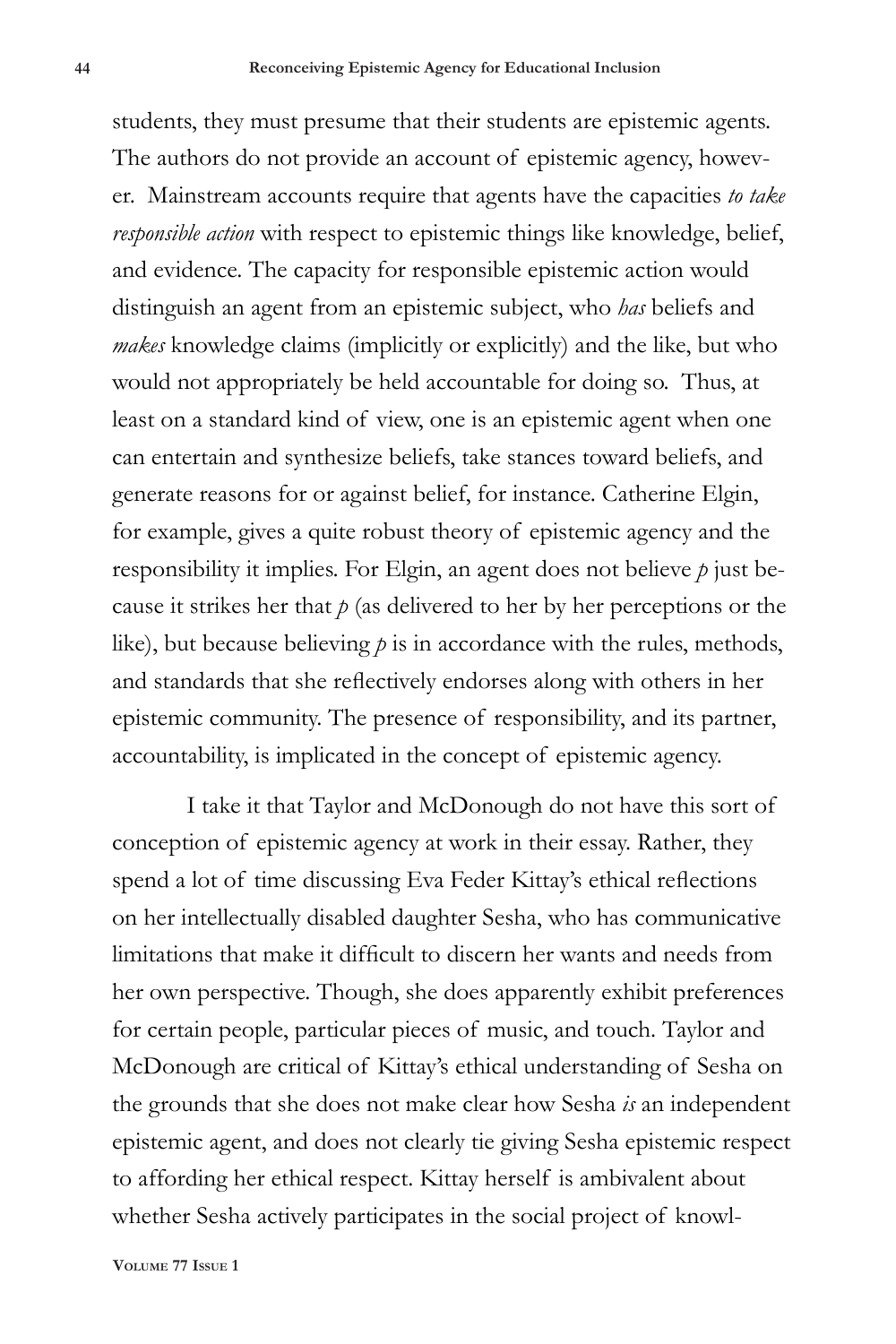students, they must presume that their students are epistemic agents. The authors do not provide an account of epistemic agency, however. Mainstream accounts require that agents have the capacities *to take responsible action* with respect to epistemic things like knowledge, belief, and evidence. The capacity for responsible epistemic action would distinguish an agent from an epistemic subject, who *has* beliefs and *makes* knowledge claims (implicitly or explicitly) and the like, but who would not appropriately be held accountable for doing so. Thus, at least on a standard kind of view, one is an epistemic agent when one can entertain and synthesize beliefs, take stances toward beliefs, and generate reasons for or against belief, for instance. Catherine Elgin, for example, gives a quite robust theory of epistemic agency and the responsibility it implies. For Elgin, an agent does not believe *p* just because it strikes her that *p* (as delivered to her by her perceptions or the like), but because believing *p* is in accordance with the rules, methods, and standards that she reflectively endorses along with others in her epistemic community. The presence of responsibility, and its partner, accountability, is implicated in the concept of epistemic agency.

I take it that Taylor and McDonough do not have this sort of conception of epistemic agency at work in their essay. Rather, they spend a lot of time discussing Eva Feder Kittay's ethical reflections on her intellectually disabled daughter Sesha, who has communicative limitations that make it difficult to discern her wants and needs from her own perspective. Though, she does apparently exhibit preferences for certain people, particular pieces of music, and touch. Taylor and McDonough are critical of Kittay's ethical understanding of Sesha on the grounds that she does not make clear how Sesha *is* an independent epistemic agent, and does not clearly tie giving Sesha epistemic respect to affording her ethical respect. Kittay herself is ambivalent about whether Sesha actively participates in the social project of knowl-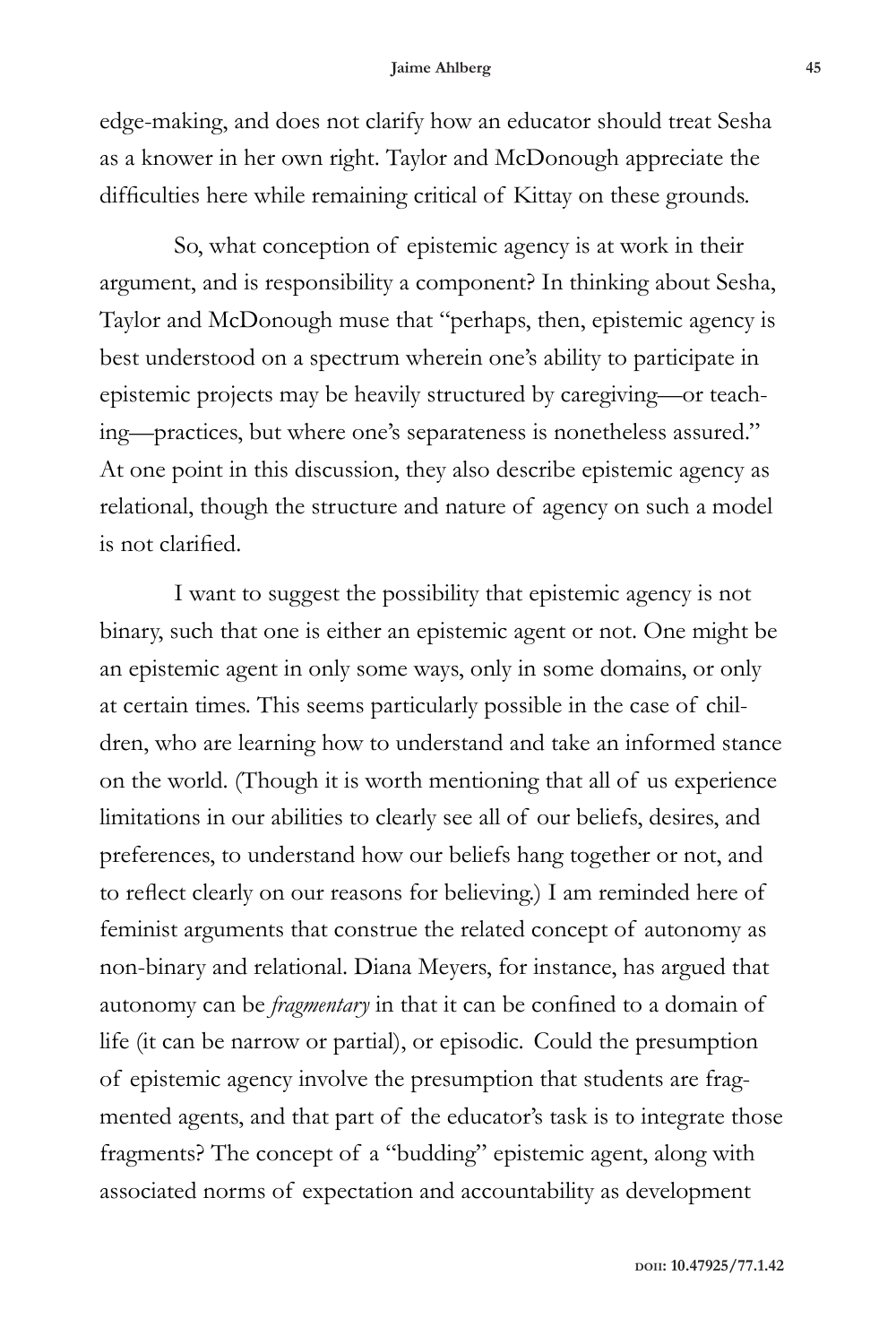edge-making, and does not clarify how an educator should treat Sesha as a knower in her own right. Taylor and McDonough appreciate the difficulties here while remaining critical of Kittay on these grounds.

So, what conception of epistemic agency is at work in their argument, and is responsibility a component? In thinking about Sesha, Taylor and McDonough muse that "perhaps, then, epistemic agency is best understood on a spectrum wherein one's ability to participate in epistemic projects may be heavily structured by caregiving—or teaching—practices, but where one's separateness is nonetheless assured." At one point in this discussion, they also describe epistemic agency as relational, though the structure and nature of agency on such a model is not clarified.

I want to suggest the possibility that epistemic agency is not binary, such that one is either an epistemic agent or not. One might be an epistemic agent in only some ways, only in some domains, or only at certain times. This seems particularly possible in the case of children, who are learning how to understand and take an informed stance on the world. (Though it is worth mentioning that all of us experience limitations in our abilities to clearly see all of our beliefs, desires, and preferences, to understand how our beliefs hang together or not, and to reflect clearly on our reasons for believing.) I am reminded here of feminist arguments that construe the related concept of autonomy as non-binary and relational. Diana Meyers, for instance, has argued that autonomy can be *fragmentary* in that it can be confined to a domain of life (it can be narrow or partial), or episodic. Could the presumption of epistemic agency involve the presumption that students are fragmented agents, and that part of the educator's task is to integrate those fragments? The concept of a "budding" epistemic agent, along with associated norms of expectation and accountability as development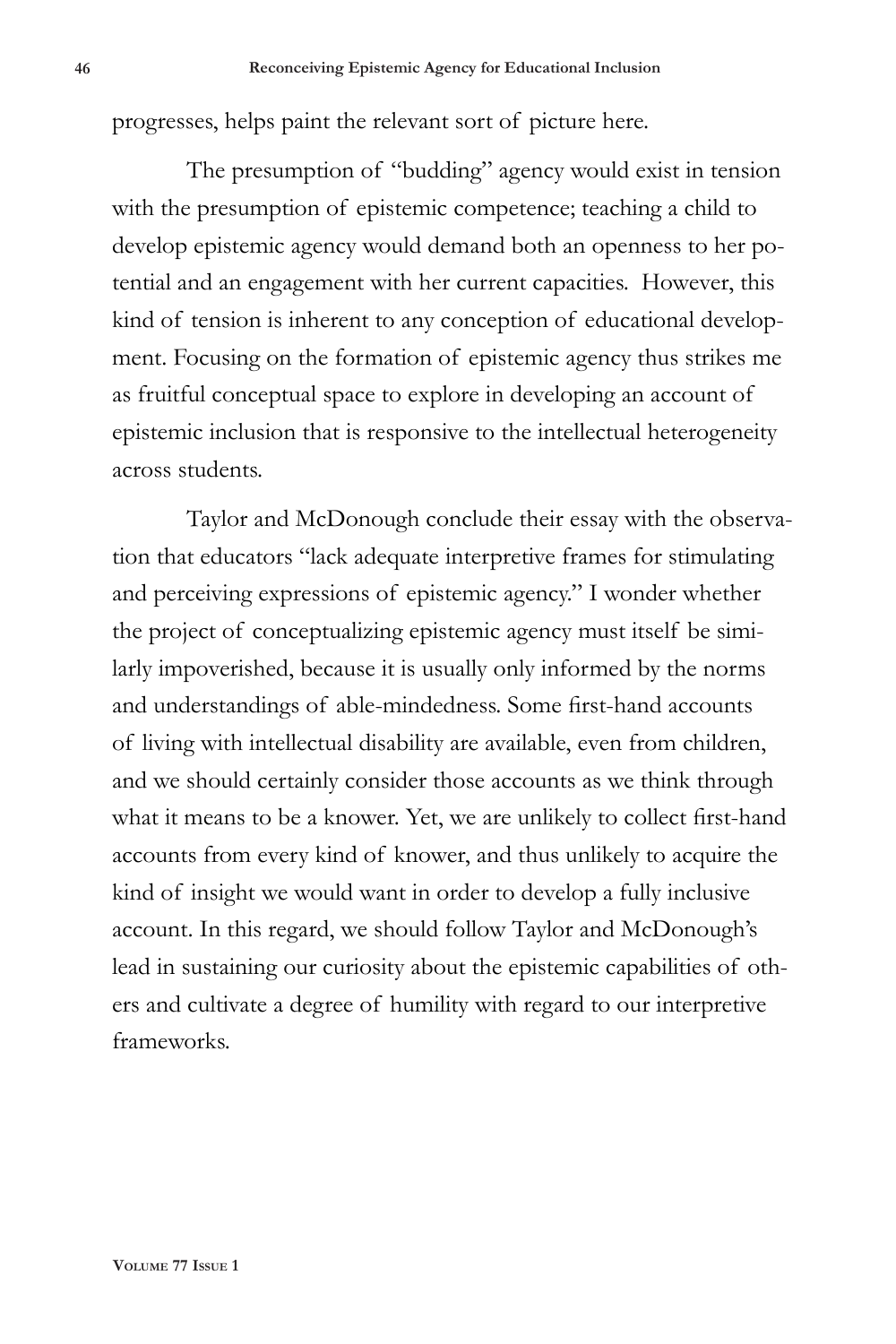progresses, helps paint the relevant sort of picture here.

The presumption of "budding" agency would exist in tension with the presumption of epistemic competence; teaching a child to develop epistemic agency would demand both an openness to her potential and an engagement with her current capacities. However, this kind of tension is inherent to any conception of educational development. Focusing on the formation of epistemic agency thus strikes me as fruitful conceptual space to explore in developing an account of epistemic inclusion that is responsive to the intellectual heterogeneity across students.

Taylor and McDonough conclude their essay with the observation that educators "lack adequate interpretive frames for stimulating and perceiving expressions of epistemic agency." I wonder whether the project of conceptualizing epistemic agency must itself be similarly impoverished, because it is usually only informed by the norms and understandings of able-mindedness. Some first-hand accounts of living with intellectual disability are available, even from children, and we should certainly consider those accounts as we think through what it means to be a knower. Yet, we are unlikely to collect first-hand accounts from every kind of knower, and thus unlikely to acquire the kind of insight we would want in order to develop a fully inclusive account. In this regard, we should follow Taylor and McDonough's lead in sustaining our curiosity about the epistemic capabilities of others and cultivate a degree of humility with regard to our interpretive frameworks.